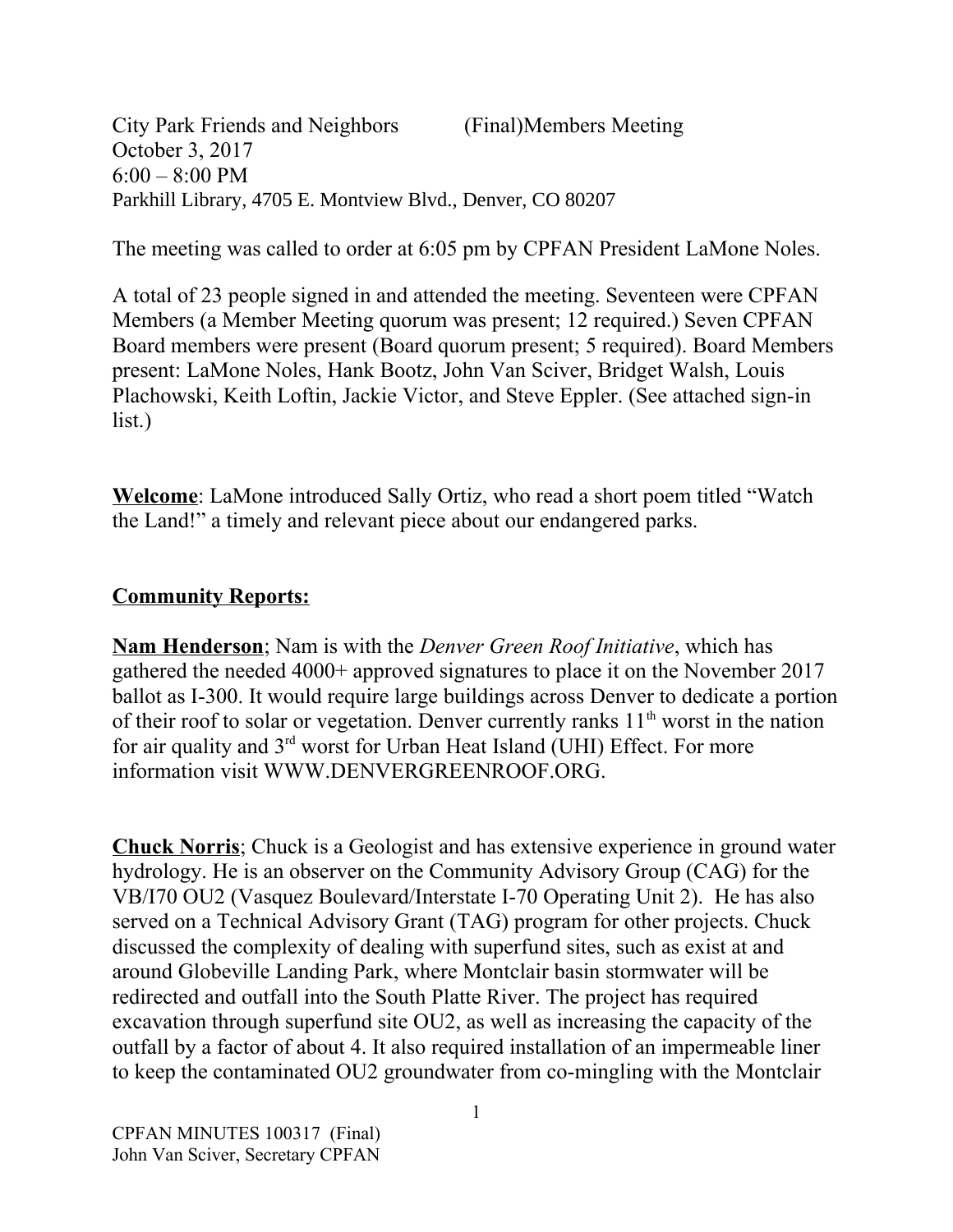City Park Friends and Neighbors (Final)Members Meeting
October 3, 2017
6:00 – 8:00 PM
Parkhill Library, 4705 E. Montview Blvd., Denver, CO 80207

The meeting was called to order at 6:05 pm by CPFAN President LaMone Noles.

A total of 23 people signed in and attended the meeting. Seventeen were CPFAN Members (a Member Meeting quorum was present; 12 required.) Seven CPFAN Board members were present (Board quorum present; 5 required). Board Members present: LaMone Noles, Hank Bootz, John Van Sciver, Bridget Walsh, Louis Plachowski, Keith Loftin, Jackie Victor, and Steve Eppler. (See attached sign-in list.)

**Welcome**: LaMone introduced Sally Ortiz, who read a short poem titled "Watch the Land!" a timely and relevant piece about our endangered parks.

## Community Reports:

**Nam Henderson**; Nam is with the *Denver Green Roof Initiative*, which has gathered the needed 4000+ approved signatures to place it on the November 2017 ballot as I-300. It would require large buildings across Denver to dedicate a portion of their roof to solar or vegetation. Denver currently ranks 11th worst in the nation for air quality and 3rd worst for Urban Heat Island (UHI) Effect. For more information visit WWW.DENVERGREENROOF.ORG.

**Chuck Norris**; Chuck is a Geologist and has extensive experience in ground water hydrology. He is an observer on the Community Advisory Group (CAG) for the VB/I70 OU2 (Vasquez Boulevard/Interstate I-70 Operating Unit 2). He has also served on a Technical Advisory Grant (TAG) program for other projects. Chuck discussed the complexity of dealing with superfund sites, such as exist at and around Globeville Landing Park, where Montclair basin stormwater will be redirected and outfall into the South Platte River. The project has required excavation through superfund site OU2, as well as increasing the capacity of the outfall by a factor of about 4. It also required installation of an impermeable liner to keep the contaminated OU2 groundwater from co-mingling with the Montclair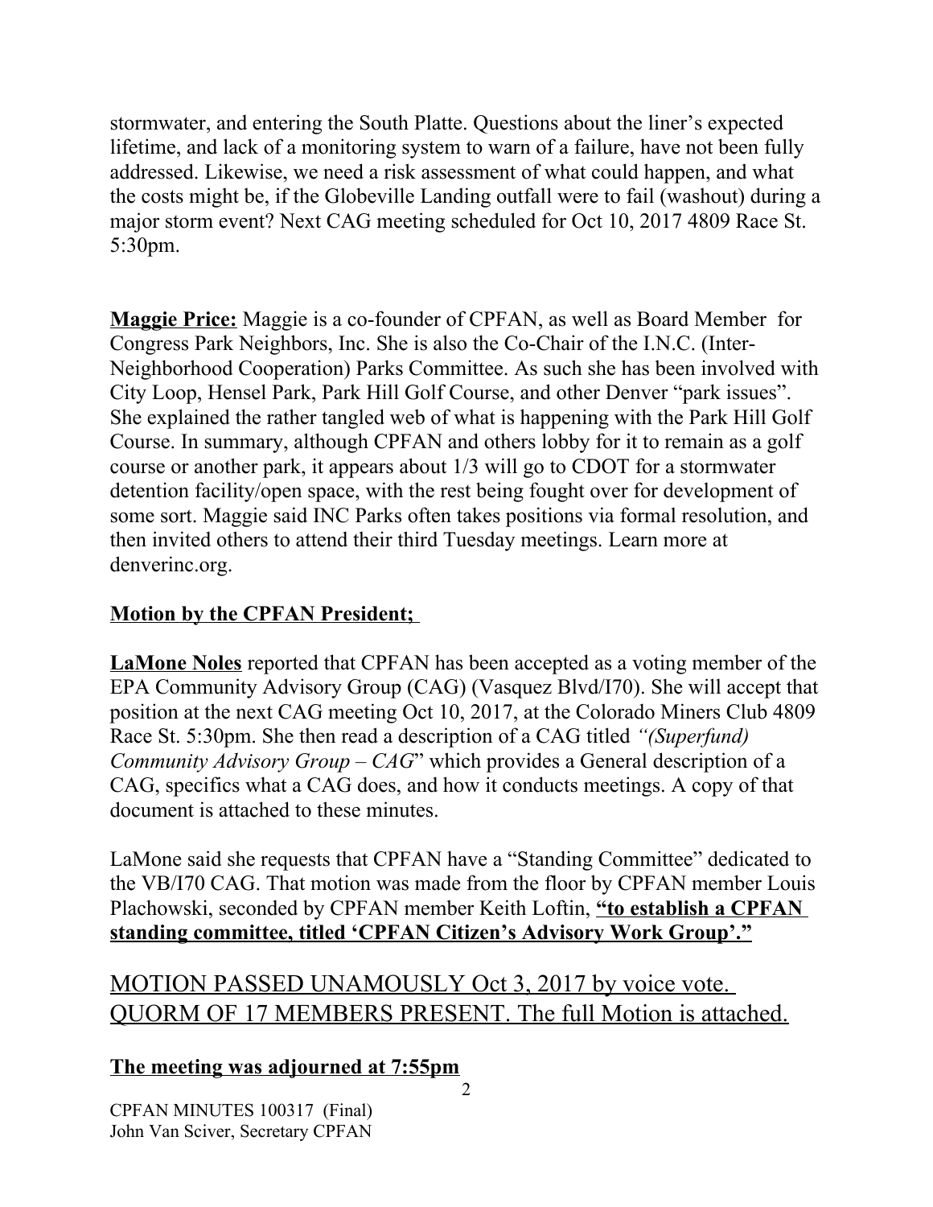stormwater, and entering the South Platte. Questions about the liner's expected lifetime, and lack of a monitoring system to warn of a failure, have not been fully addressed. Likewise, we need a risk assessment of what could happen, and what the costs might be, if the Globeville Landing outfall were to fail (washout) during a major storm event? Next CAG meeting scheduled for Oct 10, 2017 4809 Race St. 5:30pm.

**Maggie Price:** Maggie is a co-founder of CPFAN, as well as Board Member for Congress Park Neighbors, Inc. She is also the Co-Chair of the I.N.C. (Inter-Neighborhood Cooperation) Parks Committee. As such she has been involved with City Loop, Hensel Park, Park Hill Golf Course, and other Denver "park issues". She explained the rather tangled web of what is happening with the Park Hill Golf Course. In summary, although CPFAN and others lobby for it to remain as a golf course or another park, it appears about 1/3 will go to CDOT for a stormwater detention facility/open space, with the rest being fought over for development of some sort. Maggie said INC Parks often takes positions via formal resolution, and then invited others to attend their third Tuesday meetings. Learn more at denverinc.org.

**Motion by the CPFAN President;**

**LaMone Noles** reported that CPFAN has been accepted as a voting member of the EPA Community Advisory Group (CAG) (Vasquez Blvd/I70). She will accept that position at the next CAG meeting Oct 10, 2017, at the Colorado Miners Club 4809 Race St. 5:30pm. She then read a description of a CAG titled *"(Superfund) Community Advisory Group – CAG*" which provides a General description of a CAG, specifics what a CAG does, and how it conducts meetings. A copy of that document is attached to these minutes.

LaMone said she requests that CPFAN have a "Standing Committee" dedicated to the VB/I70 CAG. That motion was made from the floor by CPFAN member Louis Plachowski, seconded by CPFAN member Keith Loftin, **"to establish a CPFAN standing committee, titled 'CPFAN Citizen's Advisory Work Group'."**

MOTION PASSED UNAMOUSLY Oct 3, 2017 by voice vote. QUORM OF 17 MEMBERS PRESENT. The full Motion is attached.

**The meeting was adjourned at 7:55pm**

CPFAN MINUTES 100317 (Final)
John Van Sciver, Secretary CPFAN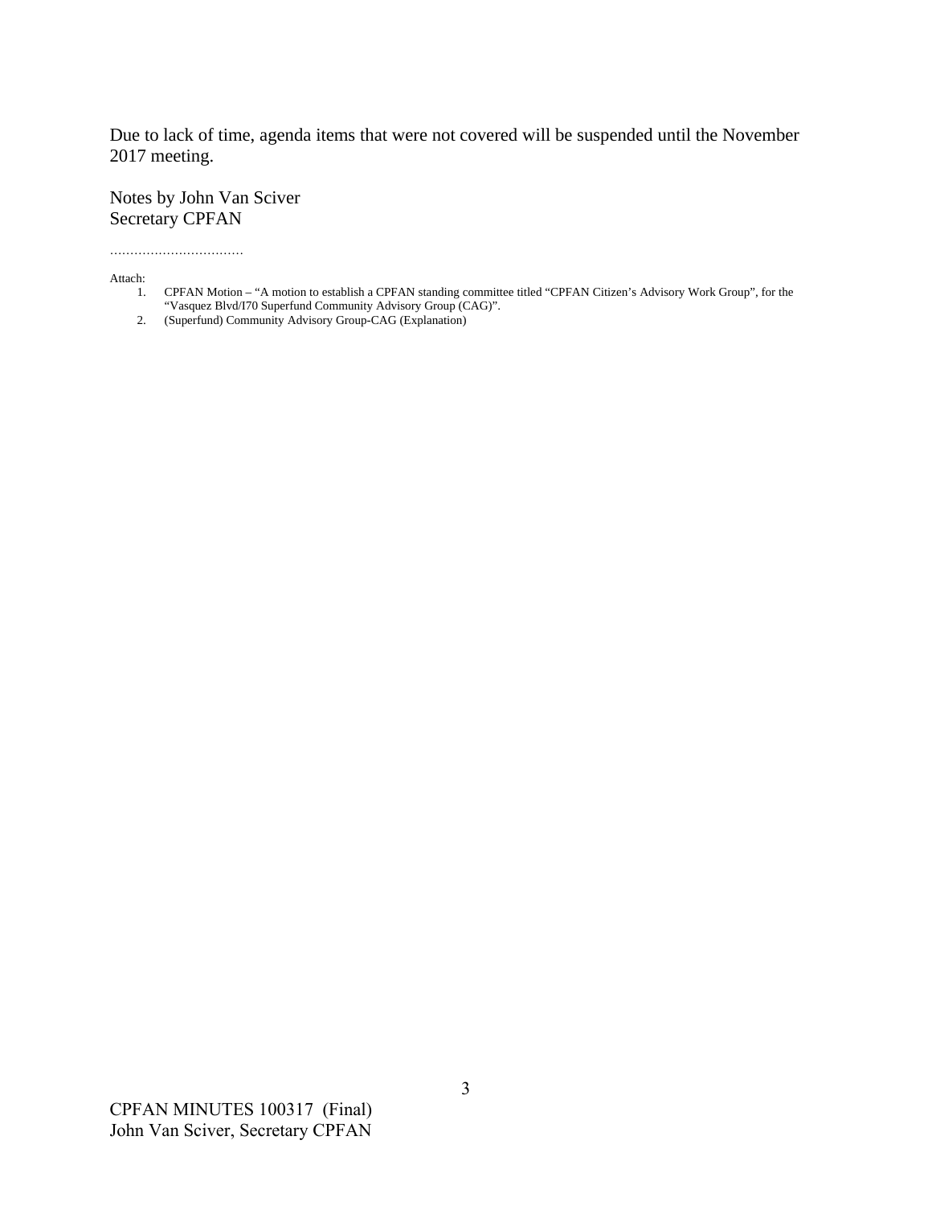Due to lack of time, agenda items that were not covered will be suspended until the November 2017 meeting.

Notes by John Van Sciver
Secretary CPFAN

……………………………

Attach:

1. CPFAN Motion – "A motion to establish a CPFAN standing committee titled "CPFAN Citizen's Advisory Work Group", for the "Vasquez Blvd/I70 Superfund Community Advisory Group (CAG)".
2. (Superfund) Community Advisory Group-CAG (Explanation)